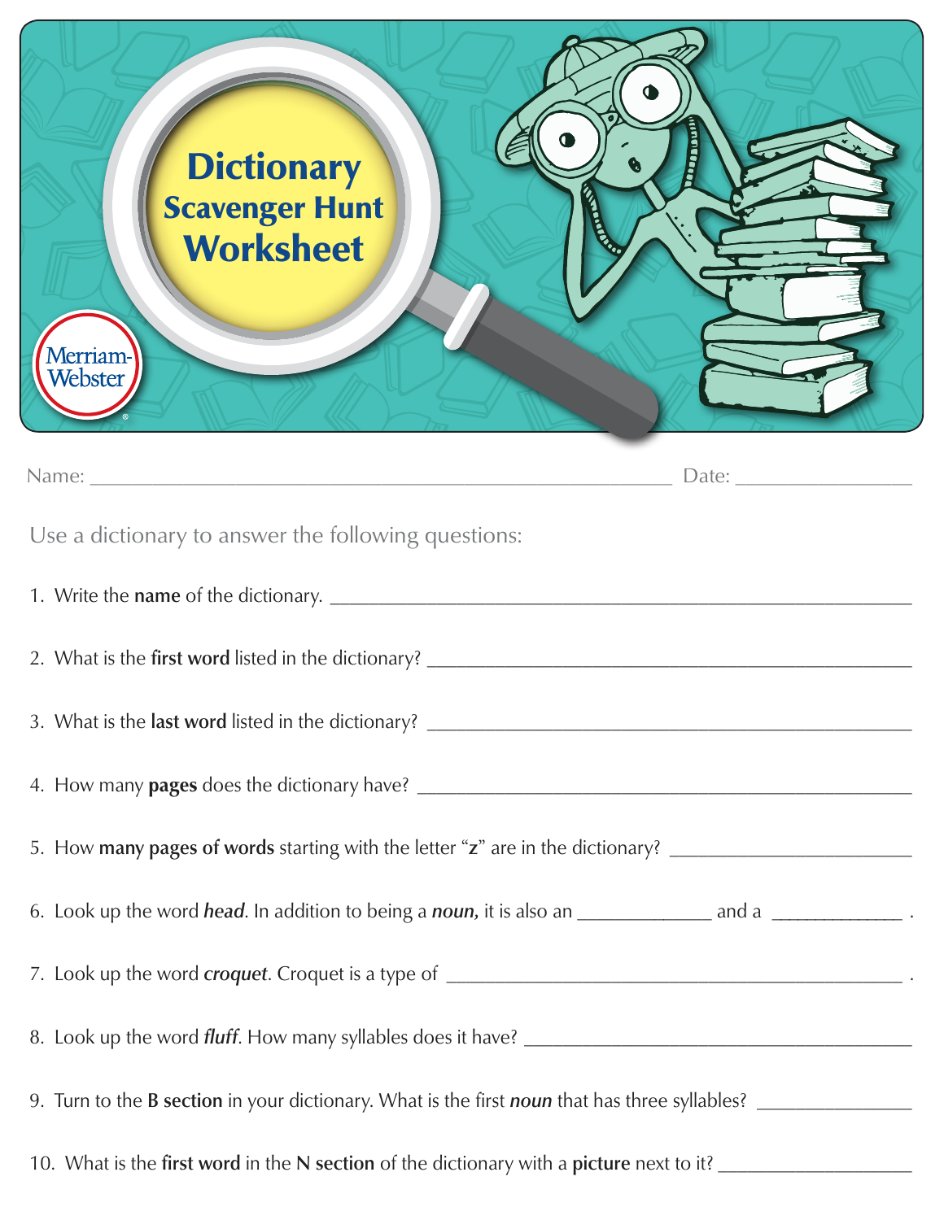# Dictionary Scavenger Hunt Worksheet

Merriam-Webster

Name: ______________________________ Date: ______________

Use a dictionary to answer the following questions:

1. Write the **name** of the dictionary. ______________________________

2. What is the **first word** listed in the dictionary? ______________________________

3. What is the **last word** listed in the dictionary? ______________________________

4. How many **pages** does the dictionary have? ______________________________

5. How **many pages of words** starting with the letter "**z**" are in the dictionary? ______________

6. Look up the word ***head***. In addition to being a ***noun,*** it is also an ____________ and a ____________ .

7. Look up the word ***croquet***. Croquet is a type of ______________________________ .

8. Look up the word ***fluff***. How many syllables does it have? ______________________________

9. Turn to the **B section** in your dictionary. What is the first ***noun*** that has three syllables? ______________

10. What is the **first word** in the **N section** of the dictionary with a **picture** next to it? ______________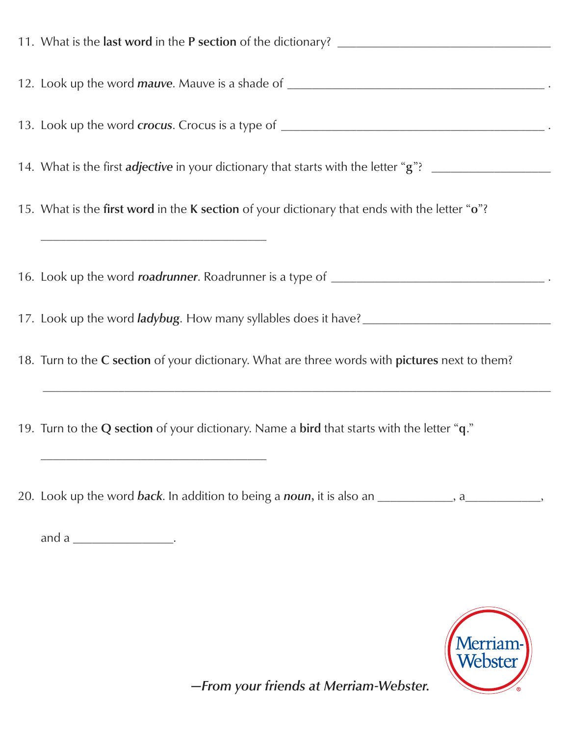11. What is the **last word** in the **P section** of the dictionary? ___________________________________

12. Look up the word ***mauve***. Mauve is a shade of _____________________________________________ .

13. Look up the word ***crocus***. Crocus is a type of ______________________________________________ .

14. What is the first ***adjective*** in your dictionary that starts with the letter "**g**"? ___________________

15. What is the **first word** in the **K section** of your dictionary that ends with the letter "**o**"?

    ____________________________________

16. Look up the word ***roadrunner***. Roadrunner is a type of ___________________________________ .

17. Look up the word ***ladybug***. How many syllables does it have? _______________________________

18. Turn to the **C section** of your dictionary. What are three words with **pictures** next to them?

    _____________________________________________________________________________

19. Turn to the **Q section** of your dictionary. Name a **bird** that starts with the letter "**q**."

    ____________________________________

20. Look up the word ***back***. In addition to being a ***noun***, it is also an ___________, a___________,

    and a _______________.

*—From your friends at Merriam-Webster.*

Merriam-Webster